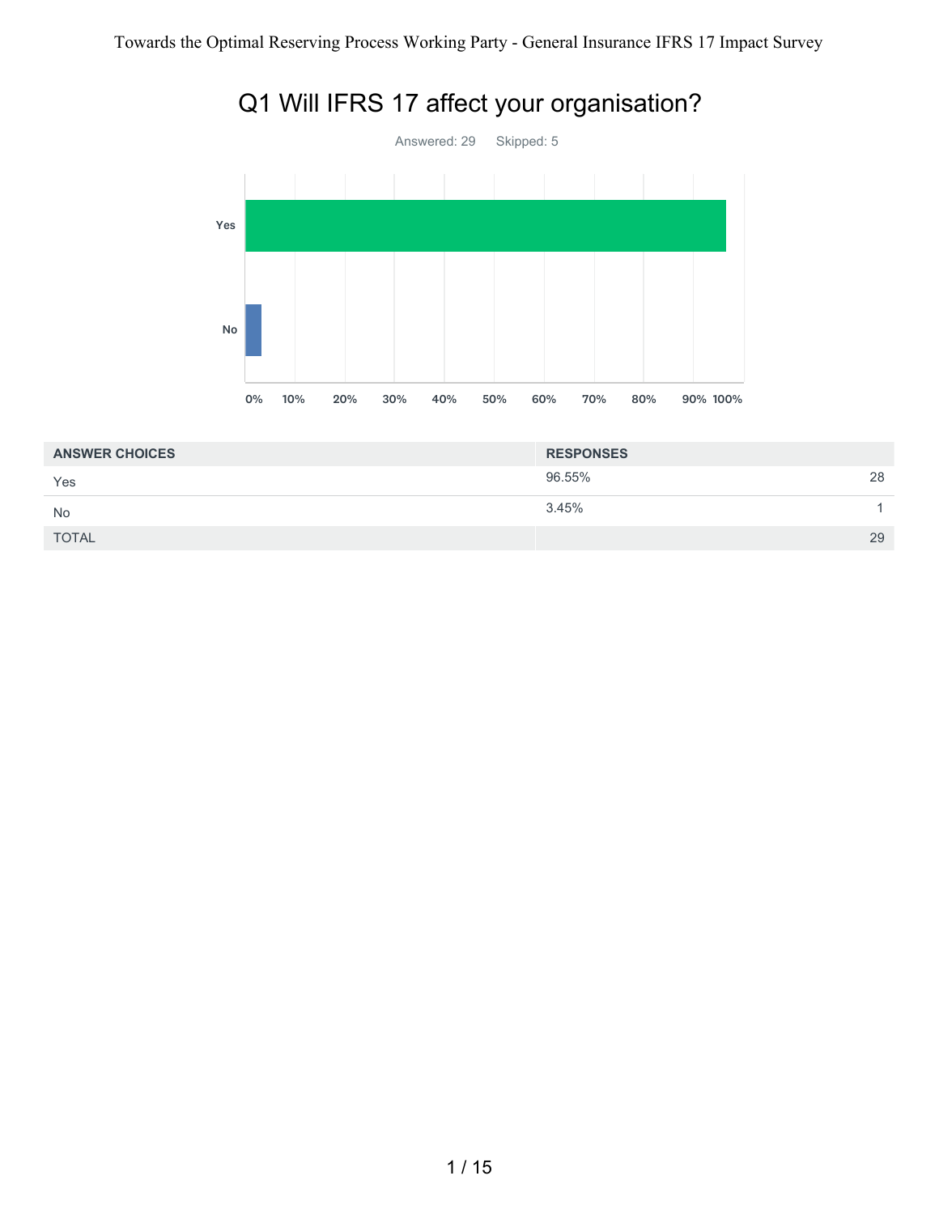# Q1 Will IFRS 17 affect your organisation?

Answered: 29    Skipped: 5

| ANSWER CHOICES | RESPONSES | |
|---|---|---|
| Yes | 96.55% | 28 |
| No | 3.45% | 1 |
| TOTAL | | 29 |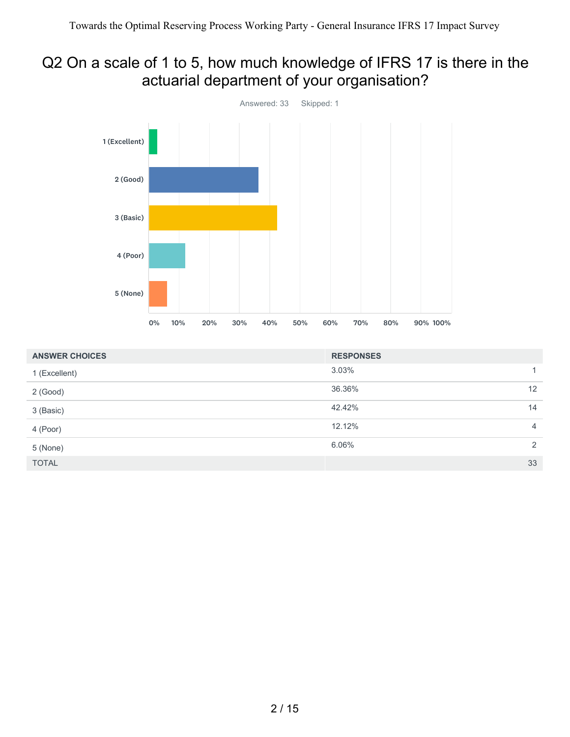# Q2 On a scale of 1 to 5, how much knowledge of IFRS 17 is there in the actuarial department of your organisation?

Answered: 33    Skipped: 1

| ANSWER CHOICES | RESPONSES | |
|---|---|---|
| 1 (Excellent) | 3.03% | 1 |
| 2 (Good) | 36.36% | 12 |
| 3 (Basic) | 42.42% | 14 |
| 4 (Poor) | 12.12% | 4 |
| 5 (None) | 6.06% | 2 |
| TOTAL | | 33 |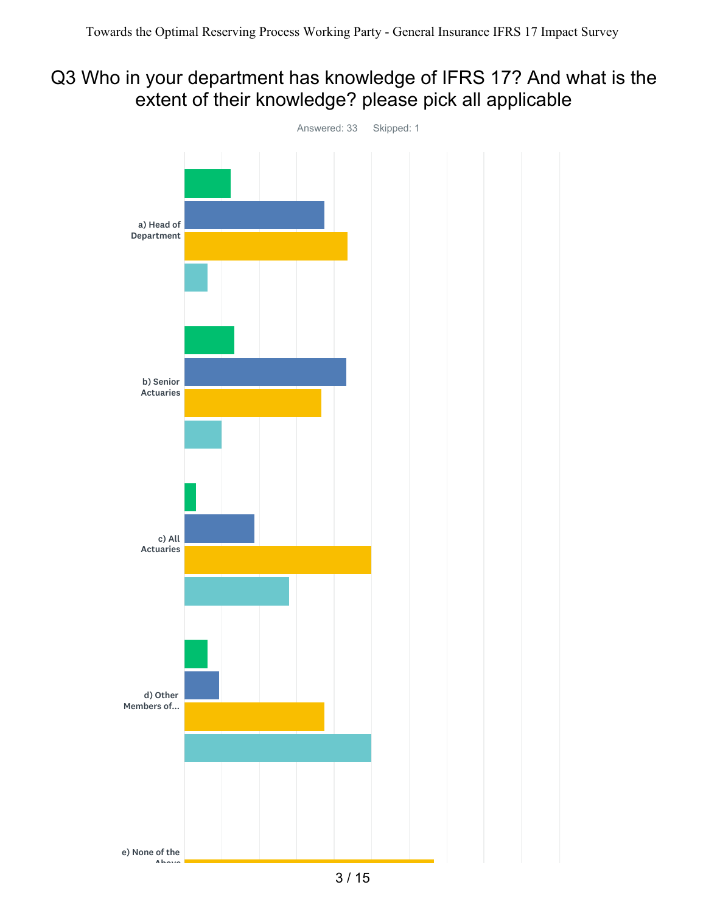# Q3 Who in your department has knowledge of IFRS 17? And what is the extent of their knowledge? please pick all applicable

Answered: 33 Skipped: 1

a) Head of Department

b) Senior Actuaries

c) All Actuaries

d) Other Members of...

e) None of the Above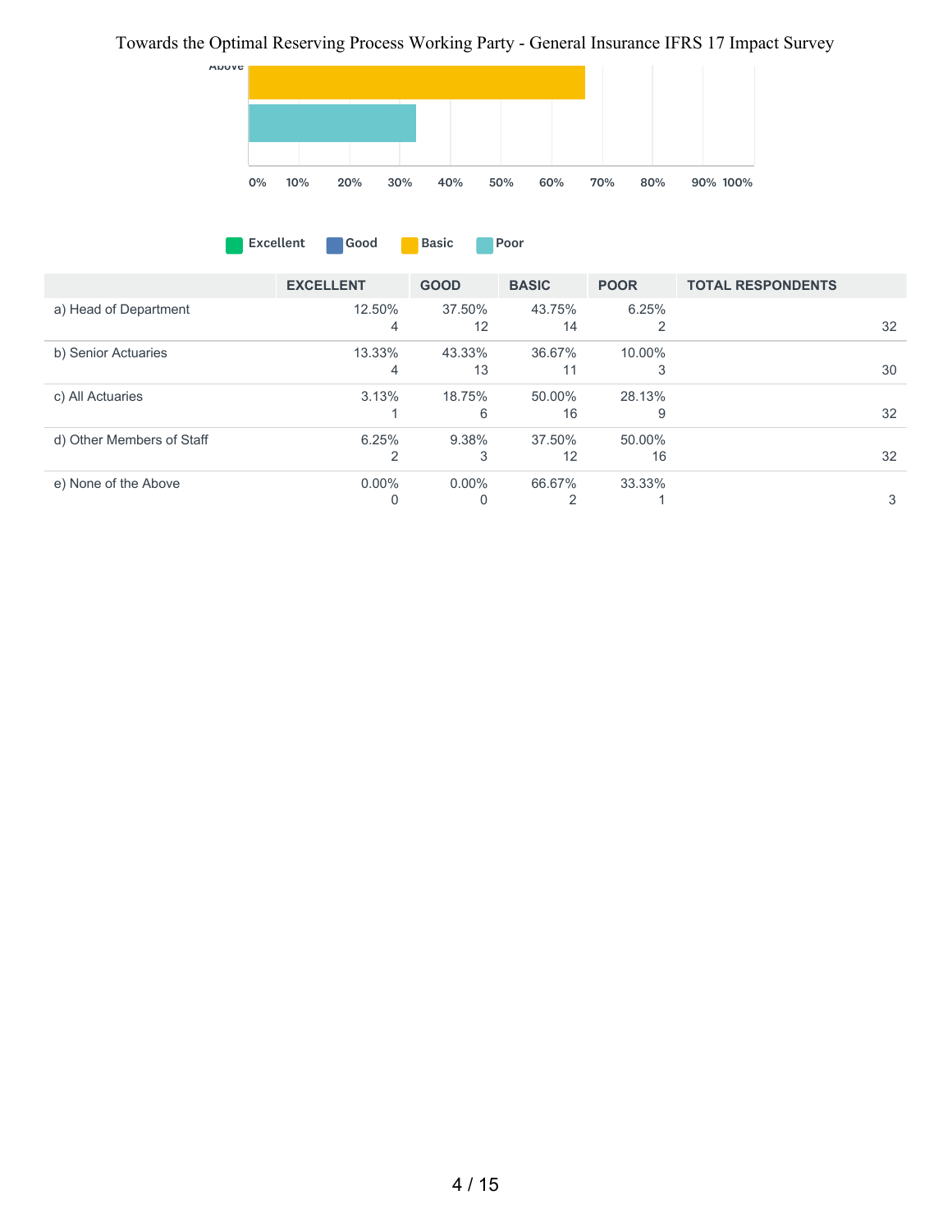| | EXCELLENT | GOOD | BASIC | POOR | TOTAL RESPONDENTS |
|---|---|---|---|---|---|
| a) Head of Department | 12.50%<br>4 | 37.50%<br>12 | 43.75%<br>14 | 6.25%<br>2 | 32 |
| b) Senior Actuaries | 13.33%<br>4 | 43.33%<br>13 | 36.67%<br>11 | 10.00%<br>3 | 30 |
| c) All Actuaries | 3.13%<br>1 | 18.75%<br>6 | 50.00%<br>16 | 28.13%<br>9 | 32 |
| d) Other Members of Staff | 6.25%<br>2 | 9.38%<br>3 | 37.50%<br>12 | 50.00%<br>16 | 32 |
| e) None of the Above | 0.00%<br>0 | 0.00%<br>0 | 66.67%<br>2 | 33.33%<br>1 | 3 |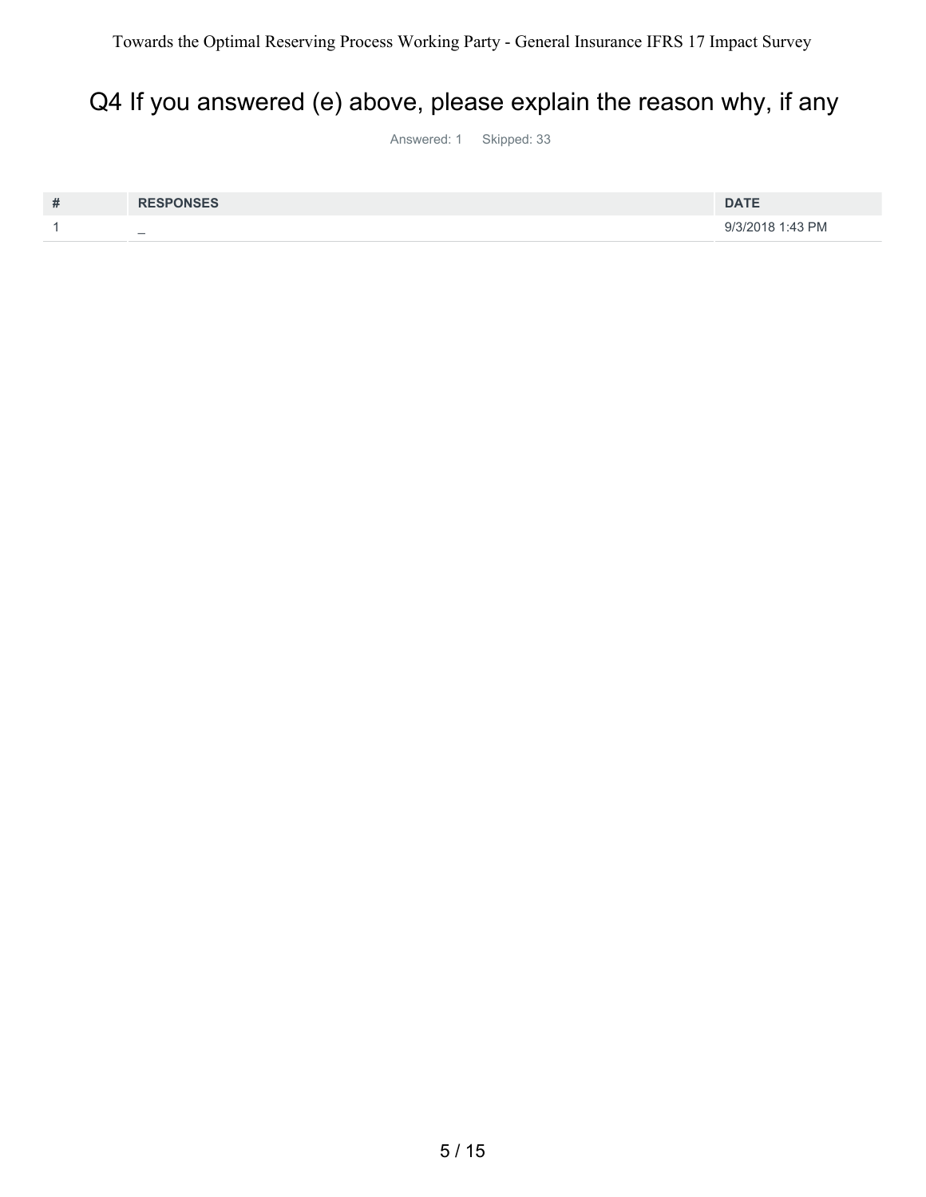# Q4 If you answered (e) above, please explain the reason why, if any

Answered: 1 Skipped: 33

| # | RESPONSES | DATE |
|---|---|---|
| 1 | _ | 9/3/2018 1:43 PM |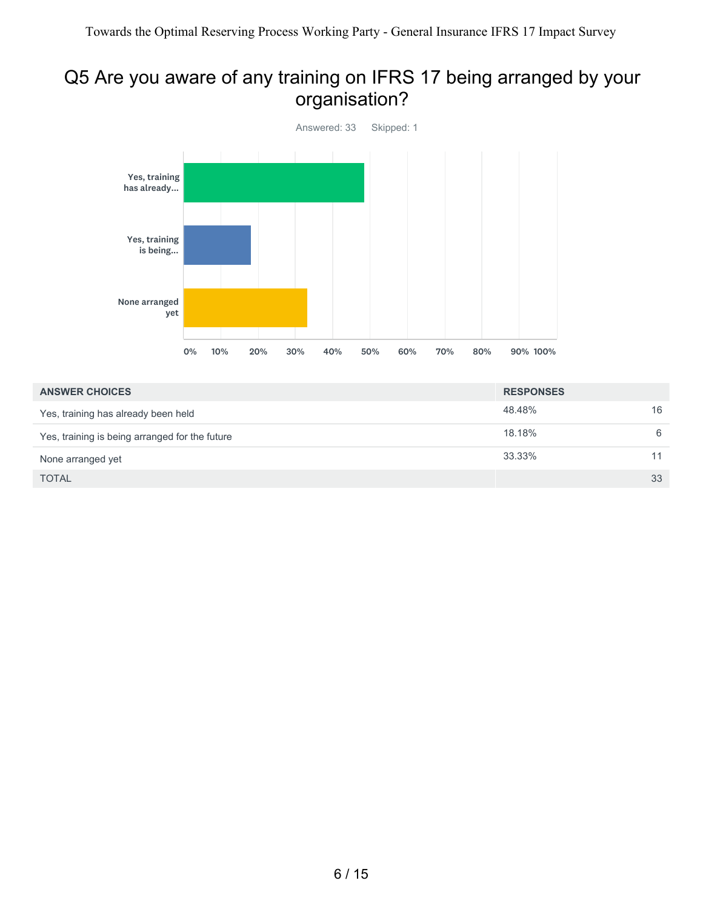# Q5 Are you aware of any training on IFRS 17 being arranged by your organisation?

Answered: 33 Skipped: 1

| ANSWER CHOICES | RESPONSES | |
|---|---|---|
| Yes, training has already been held | 48.48% | 16 |
| Yes, training is being arranged for the future | 18.18% | 6 |
| None arranged yet | 33.33% | 11 |
| TOTAL | | 33 |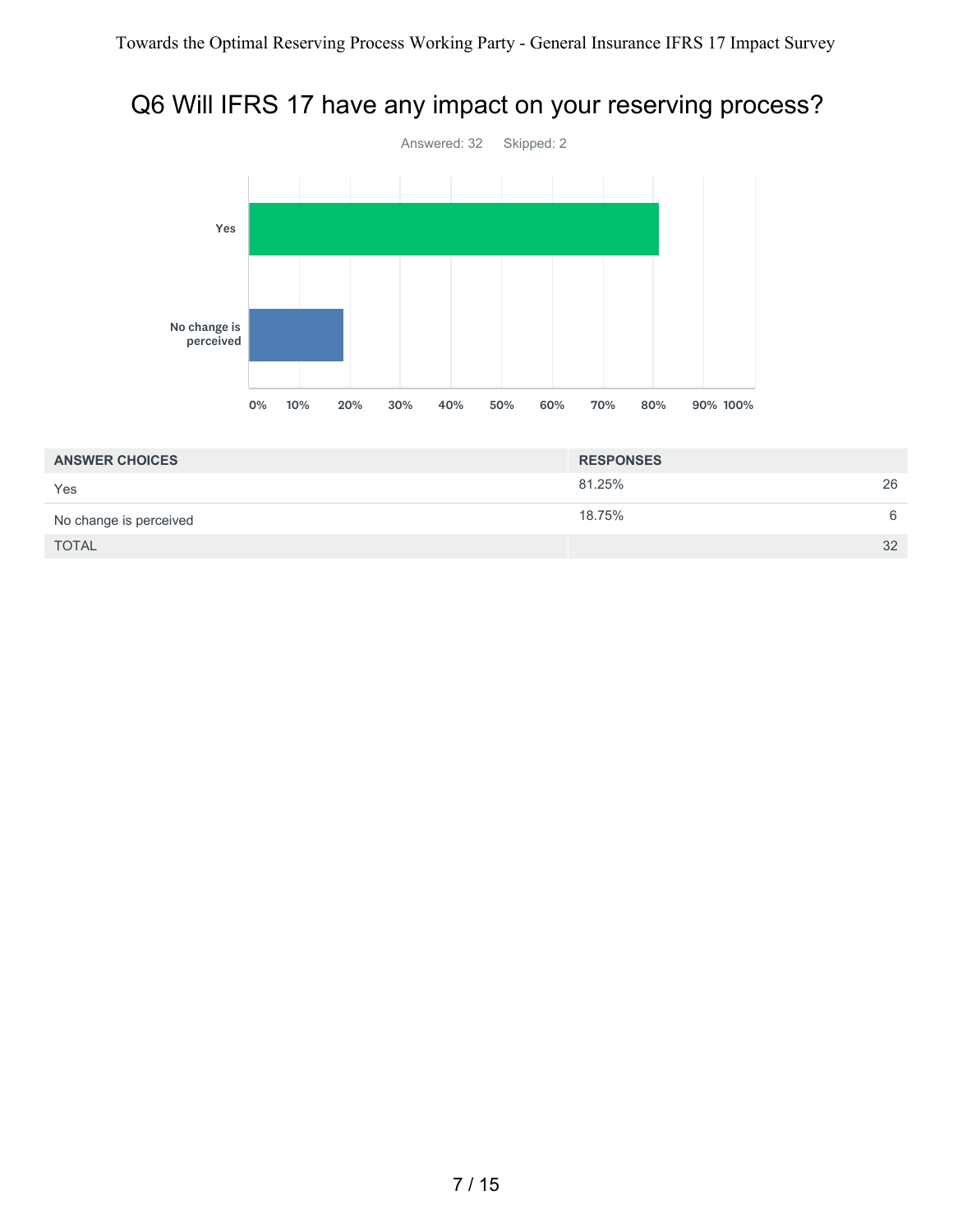# Q6 Will IFRS 17 have any impact on your reserving process?

Answered: 32    Skipped: 2

| ANSWER CHOICES | RESPONSES | |
|---|---|---|
| Yes | 81.25% | 26 |
| No change is perceived | 18.75% | 6 |
| TOTAL | | 32 |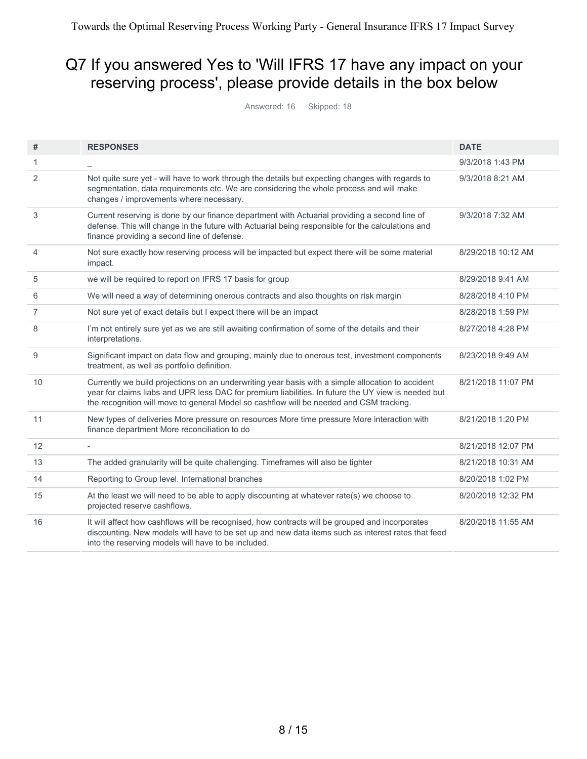# Q7 If you answered Yes to 'Will IFRS 17 have any impact on your reserving process', please provide details in the box below

Answered: 16 Skipped: 18

| # | RESPONSES | DATE |
|---|---|---|
| 1 | _ | 9/3/2018 1:43 PM |
| 2 | Not quite sure yet - will have to work through the details but expecting changes with regards to segmentation, data requirements etc. We are considering the whole process and will make changes / improvements where necessary. | 9/3/2018 8:21 AM |
| 3 | Current reserving is done by our finance department with Actuarial providing a second line of defense. This will change in the future with Actuarial being responsible for the calculations and finance providing a second line of defense. | 9/3/2018 7:32 AM |
| 4 | Not sure exactly how reserving process will be impacted but expect there will be some material impact. | 8/29/2018 10:12 AM |
| 5 | we will be required to report on IFRS 17 basis for group | 8/29/2018 9:41 AM |
| 6 | We will need a way of determining onerous contracts and also thoughts on risk margin | 8/28/2018 4:10 PM |
| 7 | Not sure yet of exact details but I expect there will be an impact | 8/28/2018 1:59 PM |
| 8 | I'm not entirely sure yet as we are still awaiting confirmation of some of the details and their interpretations. | 8/27/2018 4:28 PM |
| 9 | Significant impact on data flow and grouping, mainly due to onerous test, investment components treatment, as well as portfolio definition. | 8/23/2018 9:49 AM |
| 10 | Currently we build projections on an underwriting year basis with a simple allocation to accident year for claims liabs and UPR less DAC for premium liabilities. In future the UY view is needed but the recognition will move to general Model so cashflow will be needed and CSM tracking. | 8/21/2018 11:07 PM |
| 11 | New types of deliveries More pressure on resources More time pressure More interaction with finance department More reconciliation to do | 8/21/2018 1:20 PM |
| 12 | - | 8/21/2018 12:07 PM |
| 13 | The added granularity will be quite challenging. Timeframes will also be tighter | 8/21/2018 10:31 AM |
| 14 | Reporting to Group level. International branches | 8/20/2018 1:02 PM |
| 15 | At the least we will need to be able to apply discounting at whatever rate(s) we choose to projected reserve cashflows. | 8/20/2018 12:32 PM |
| 16 | It will affect how cashflows will be recognised, how contracts will be grouped and incorporates discounting. New models will have to be set up and new data items such as interest rates that feed into the reserving models will have to be included. | 8/20/2018 11:55 AM |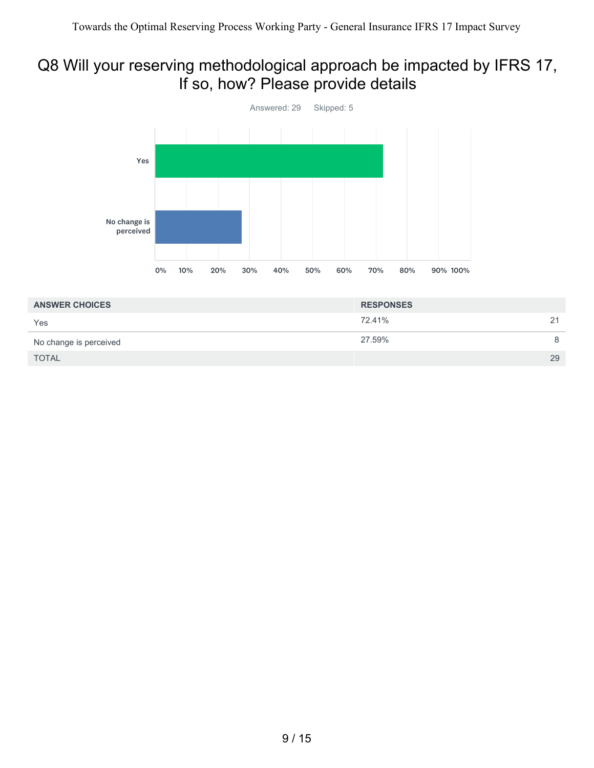# Q8 Will your reserving methodological approach be impacted by IFRS 17, If so, how? Please provide details

Answered: 29 Skipped: 5

| ANSWER CHOICES | RESPONSES | |
|---|---|---|
| Yes | 72.41% | 21 |
| No change is perceived | 27.59% | 8 |
| TOTAL | | 29 |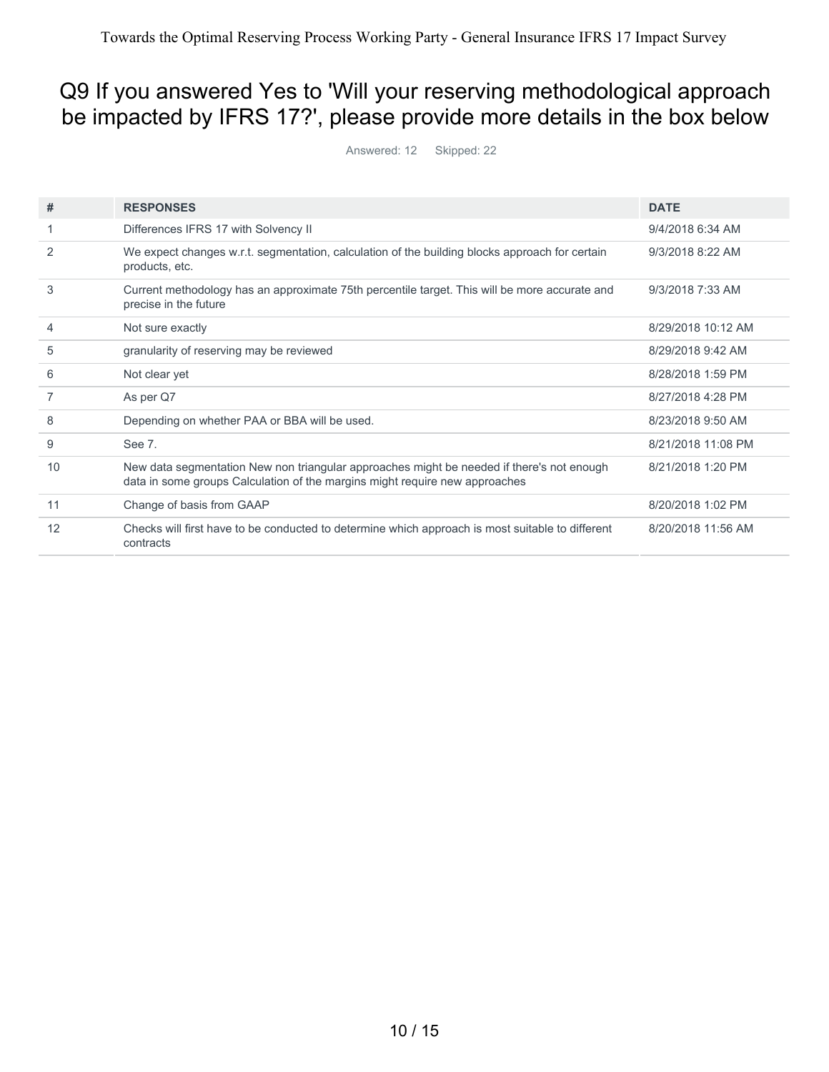# Q9 If you answered Yes to 'Will your reserving methodological approach be impacted by IFRS 17?', please provide more details in the box below

Answered: 12 Skipped: 22

| # | RESPONSES | DATE |
|---|---|---|
| 1 | Differences IFRS 17 with Solvency II | 9/4/2018 6:34 AM |
| 2 | We expect changes w.r.t. segmentation, calculation of the building blocks approach for certain products, etc. | 9/3/2018 8:22 AM |
| 3 | Current methodology has an approximate 75th percentile target. This will be more accurate and precise in the future | 9/3/2018 7:33 AM |
| 4 | Not sure exactly | 8/29/2018 10:12 AM |
| 5 | granularity of reserving may be reviewed | 8/29/2018 9:42 AM |
| 6 | Not clear yet | 8/28/2018 1:59 PM |
| 7 | As per Q7 | 8/27/2018 4:28 PM |
| 8 | Depending on whether PAA or BBA will be used. | 8/23/2018 9:50 AM |
| 9 | See 7. | 8/21/2018 11:08 PM |
| 10 | New data segmentation New non triangular approaches might be needed if there's not enough data in some groups Calculation of the margins might require new approaches | 8/21/2018 1:20 PM |
| 11 | Change of basis from GAAP | 8/20/2018 1:02 PM |
| 12 | Checks will first have to be conducted to determine which approach is most suitable to different contracts | 8/20/2018 11:56 AM |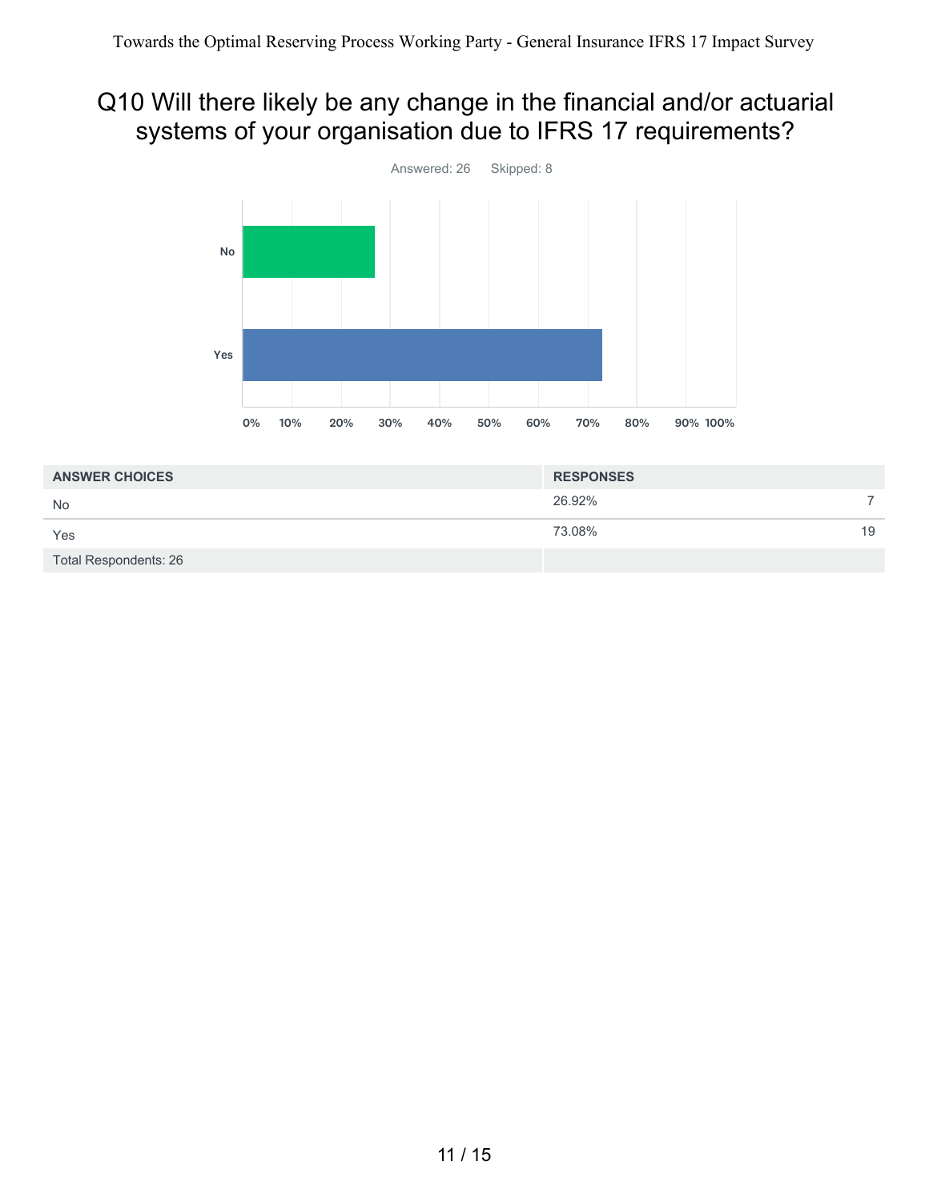# Q10 Will there likely be any change in the financial and/or actuarial systems of your organisation due to IFRS 17 requirements?

Answered: 26 Skipped: 8

| ANSWER CHOICES | RESPONSES | |
|---|---|---|
| No | 26.92% | 7 |
| Yes | 73.08% | 19 |
| Total Respondents: 26 | | |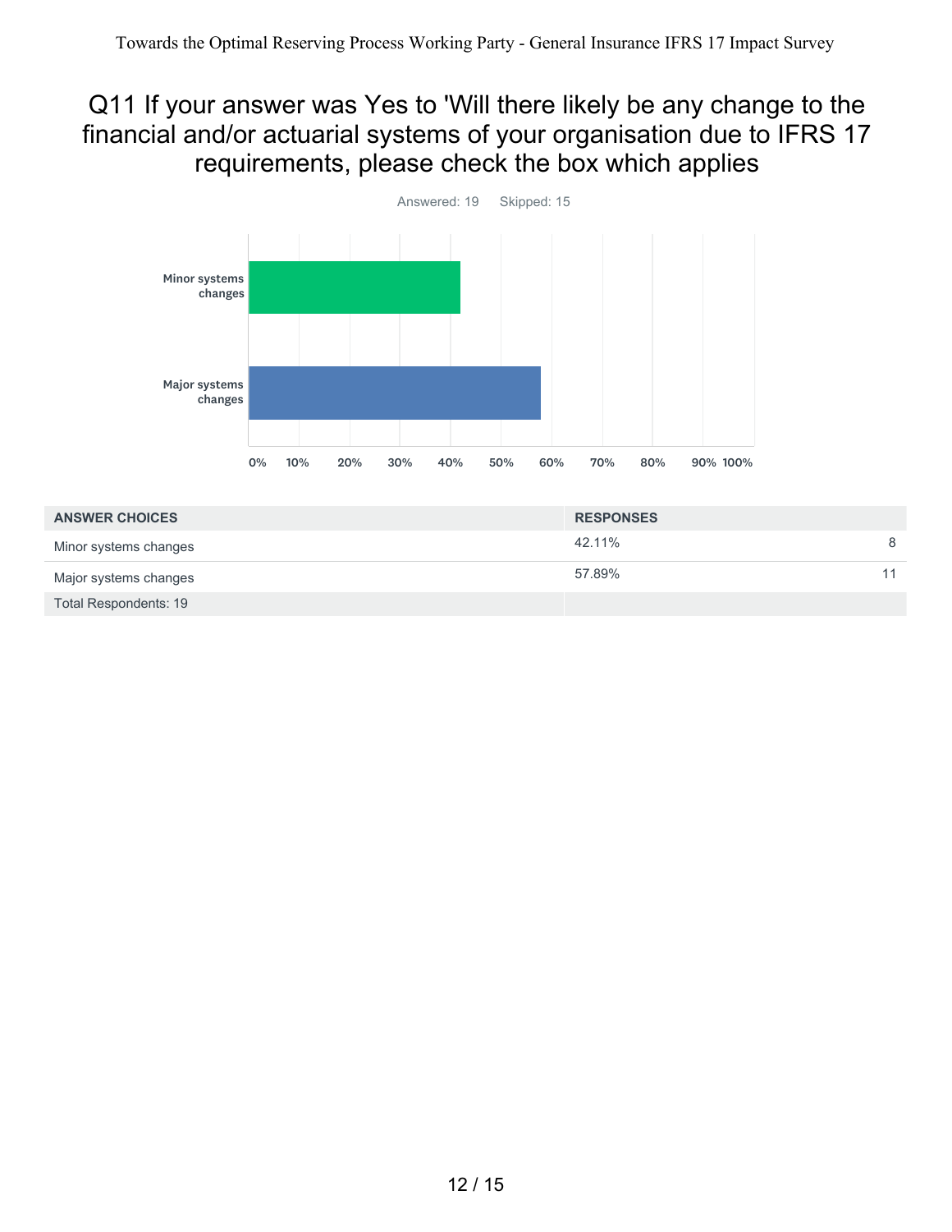## Q11 If your answer was Yes to 'Will there likely be any change to the financial and/or actuarial systems of your organisation due to IFRS 17 requirements, please check the box which applies

Answered: 19    Skipped: 15

| ANSWER CHOICES | RESPONSES | |
|---|---|---|
| Minor systems changes | 42.11% | 8 |
| Major systems changes | 57.89% | 11 |
| Total Respondents: 19 | | |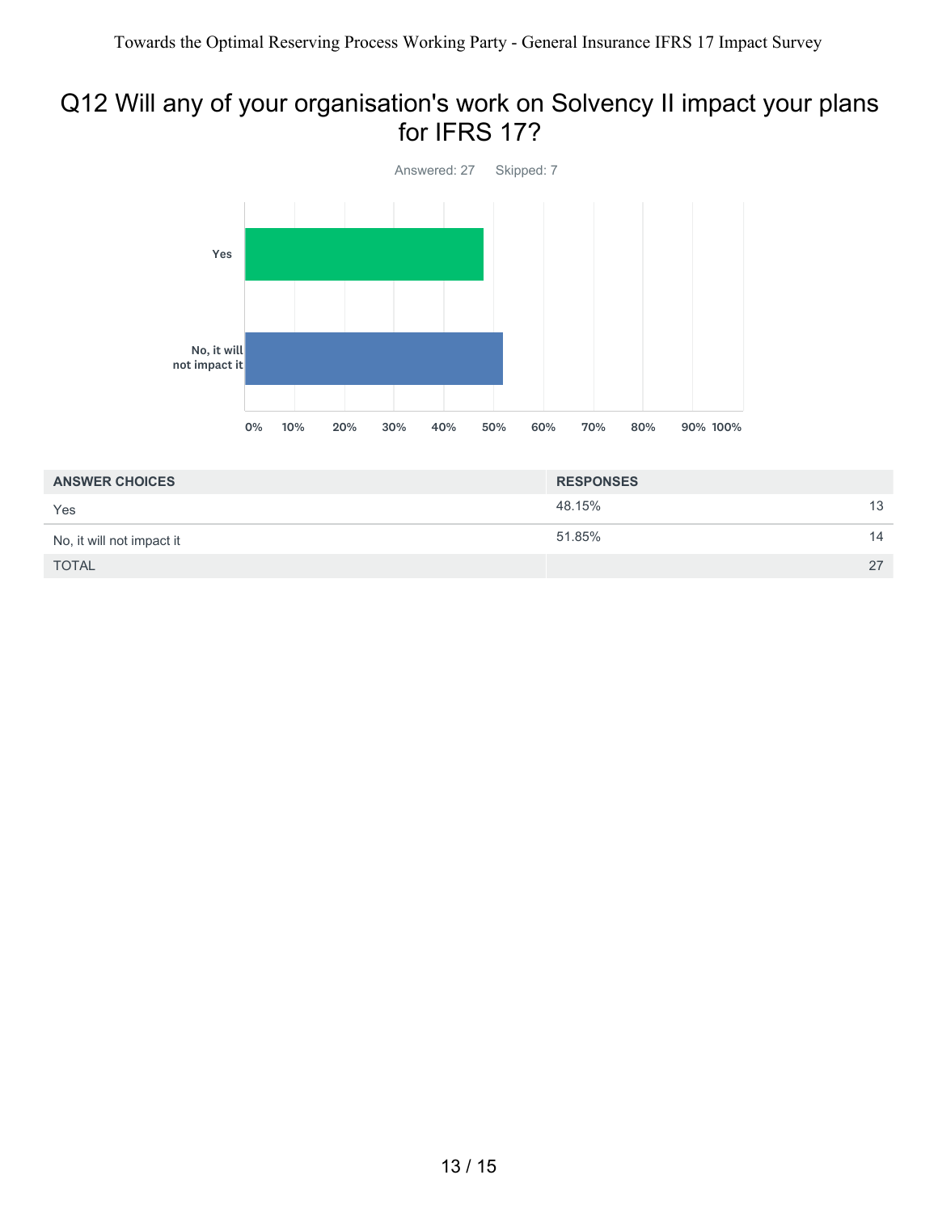# Q12 Will any of your organisation's work on Solvency II impact your plans for IFRS 17?

Answered: 27 Skipped: 7

| ANSWER CHOICES | RESPONSES | |
|---|---|---|
| Yes | 48.15% | 13 |
| No, it will not impact it | 51.85% | 14 |
| TOTAL | | 27 |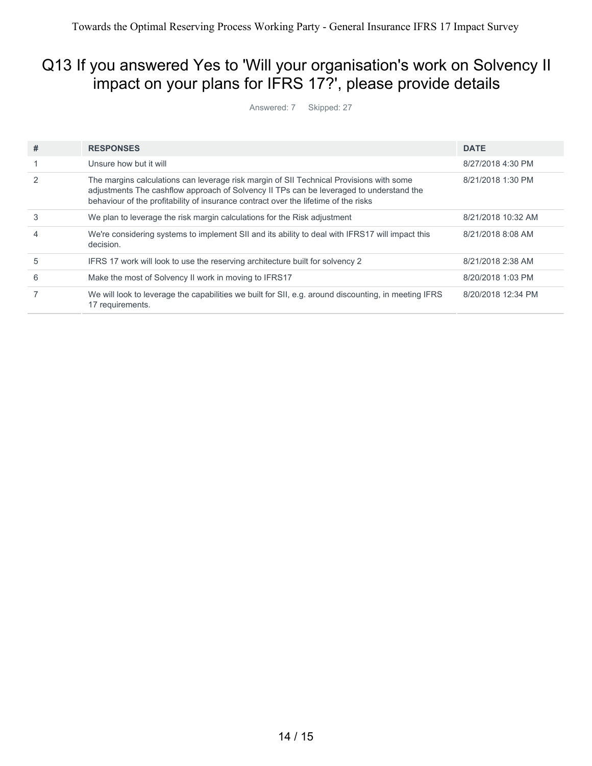## Q13 If you answered Yes to 'Will your organisation's work on Solvency II impact on your plans for IFRS 17?', please provide details

Answered: 7 Skipped: 27

| # | RESPONSES | DATE |
|---|---|---|
| 1 | Unsure how but it will | 8/27/2018 4:30 PM |
| 2 | The margins calculations can leverage risk margin of SII Technical Provisions with some adjustments The cashflow approach of Solvency II TPs can be leveraged to understand the behaviour of the profitability of insurance contract over the lifetime of the risks | 8/21/2018 1:30 PM |
| 3 | We plan to leverage the risk margin calculations for the Risk adjustment | 8/21/2018 10:32 AM |
| 4 | We're considering systems to implement SII and its ability to deal with IFRS17 will impact this decision. | 8/21/2018 8:08 AM |
| 5 | IFRS 17 work will look to use the reserving architecture built for solvency 2 | 8/21/2018 2:38 AM |
| 6 | Make the most of Solvency II work in moving to IFRS17 | 8/20/2018 1:03 PM |
| 7 | We will look to leverage the capabilities we built for SII, e.g. around discounting, in meeting IFRS 17 requirements. | 8/20/2018 12:34 PM |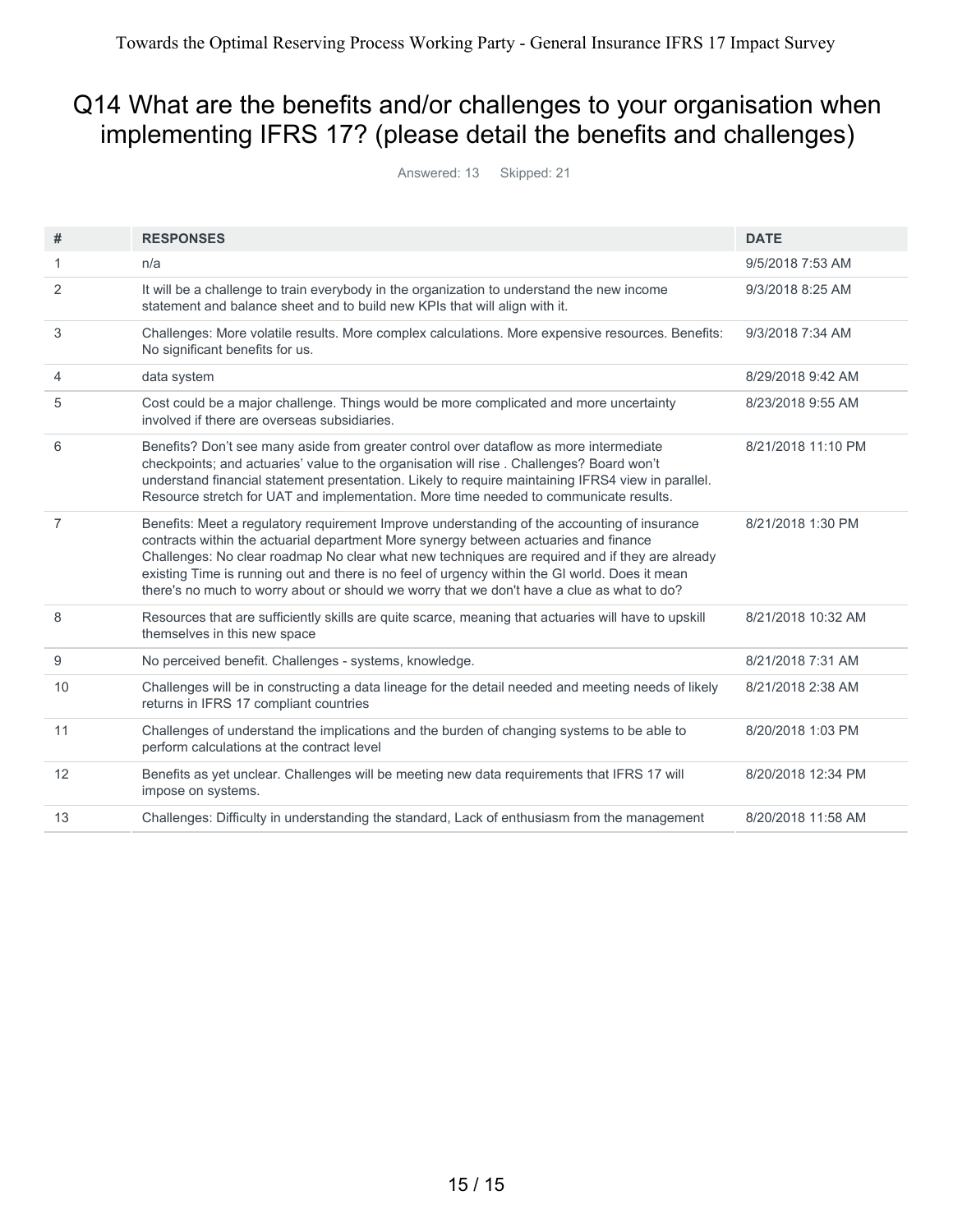## Q14 What are the benefits and/or challenges to your organisation when implementing IFRS 17? (please detail the benefits and challenges)

Answered: 13 Skipped: 21

| # | RESPONSES | DATE |
|---|---|---|
| 1 | n/a | 9/5/2018 7:53 AM |
| 2 | It will be a challenge to train everybody in the organization to understand the new income statement and balance sheet and to build new KPIs that will align with it. | 9/3/2018 8:25 AM |
| 3 | Challenges: More volatile results. More complex calculations. More expensive resources. Benefits: No significant benefits for us. | 9/3/2018 7:34 AM |
| 4 | data system | 8/29/2018 9:42 AM |
| 5 | Cost could be a major challenge. Things would be more complicated and more uncertainty involved if there are overseas subsidiaries. | 8/23/2018 9:55 AM |
| 6 | Benefits? Don't see many aside from greater control over dataflow as more intermediate checkpoints; and actuaries' value to the organisation will rise . Challenges? Board won't understand financial statement presentation. Likely to require maintaining IFRS4 view in parallel. Resource stretch for UAT and implementation. More time needed to communicate results. | 8/21/2018 11:10 PM |
| 7 | Benefits: Meet a regulatory requirement Improve understanding of the accounting of insurance contracts within the actuarial department More synergy between actuaries and finance Challenges: No clear roadmap No clear what new techniques are required and if they are already existing Time is running out and there is no feel of urgency within the GI world. Does it mean there's no much to worry about or should we worry that we don't have a clue as what to do? | 8/21/2018 1:30 PM |
| 8 | Resources that are sufficiently skills are quite scarce, meaning that actuaries will have to upskill themselves in this new space | 8/21/2018 10:32 AM |
| 9 | No perceived benefit. Challenges - systems, knowledge. | 8/21/2018 7:31 AM |
| 10 | Challenges will be in constructing a data lineage for the detail needed and meeting needs of likely returns in IFRS 17 compliant countries | 8/21/2018 2:38 AM |
| 11 | Challenges of understand the implications and the burden of changing systems to be able to perform calculations at the contract level | 8/20/2018 1:03 PM |
| 12 | Benefits as yet unclear. Challenges will be meeting new data requirements that IFRS 17 will impose on systems. | 8/20/2018 12:34 PM |
| 13 | Challenges: Difficulty in understanding the standard, Lack of enthusiasm from the management | 8/20/2018 11:58 AM |